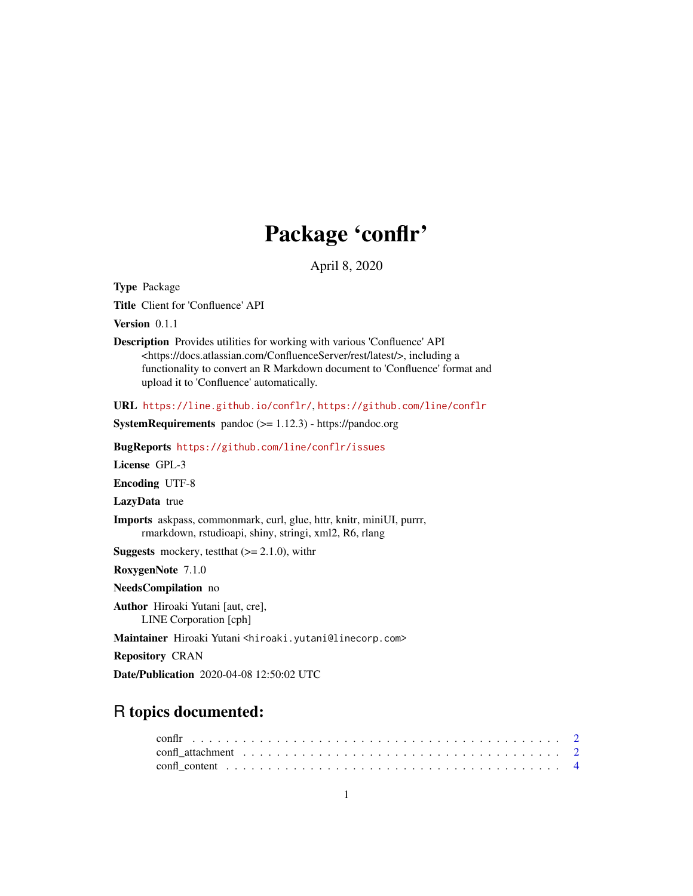# Package 'conflr'

April 8, 2020

**Type** Package

**Title** Client for 'Confluence' API

**Version** 0.1.1

**Description** Provides utilities for working with various 'Confluence' API <https://docs.atlassian.com/ConfluenceServer/rest/latest/>, including a functionality to convert an R Markdown document to 'Confluence' format and upload it to 'Confluence' automatically.

**URL** https://line.github.io/conflr/, https://github.com/line/conflr

**SystemRequirements** pandoc (>= 1.12.3) - https://pandoc.org

**BugReports** https://github.com/line/conflr/issues

**License** GPL-3

**Encoding** UTF-8

**LazyData** true

**Imports** askpass, commonmark, curl, glue, httr, knitr, miniUI, purrr, rmarkdown, rstudioapi, shiny, stringi, xml2, R6, rlang

**Suggests** mockery, testthat (>= 2.1.0), withr

**RoxygenNote** 7.1.0

**NeedsCompilation** no

**Author** Hiroaki Yutani [aut, cre], LINE Corporation [cph]

**Maintainer** Hiroaki Yutani <hiroaki.yutani@linecorp.com>

**Repository** CRAN

**Date/Publication** 2020-04-08 12:50:02 UTC

## R topics documented:

conflr . . . . . . . . . . . . . . . . . . . . . . . . . . . . . . . . . . . . . . . . . . 2
confl_attachment . . . . . . . . . . . . . . . . . . . . . . . . . . . . . . . . . . . . . 2
confl_content . . . . . . . . . . . . . . . . . . . . . . . . . . . . . . . . . . . . . . 4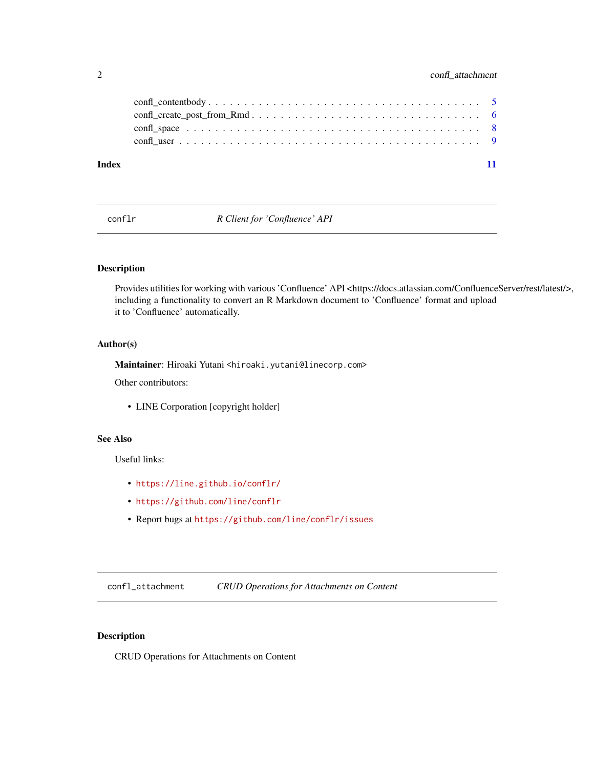confl_contentbody . . . . . . . . . . . . . . . . . . . . . . . . . . . . . . . . . . . . 5
confl_create_post_from_Rmd . . . . . . . . . . . . . . . . . . . . . . . . . . . . . . . 6
confl_space . . . . . . . . . . . . . . . . . . . . . . . . . . . . . . . . . . . . . . . 8
confl_user . . . . . . . . . . . . . . . . . . . . . . . . . . . . . . . . . . . . . . . 9

**Index** **11**

---

`conflr` *R Client for 'Confluence' API*

---

### Description

Provides utilities for working with various 'Confluence' API <https://docs.atlassian.com/ConfluenceServer/rest/latest/>, including a functionality to convert an R Markdown document to 'Confluence' format and upload it to 'Confluence' automatically.

### Author(s)

**Maintainer**: Hiroaki Yutani <hiroaki.yutani@linecorp.com>

Other contributors:

- LINE Corporation [copyright holder]

### See Also

Useful links:

- https://line.github.io/conflr/
- https://github.com/line/conflr
- Report bugs at https://github.com/line/conflr/issues

---

`confl_attachment` *CRUD Operations for Attachments on Content*

---

### Description

CRUD Operations for Attachments on Content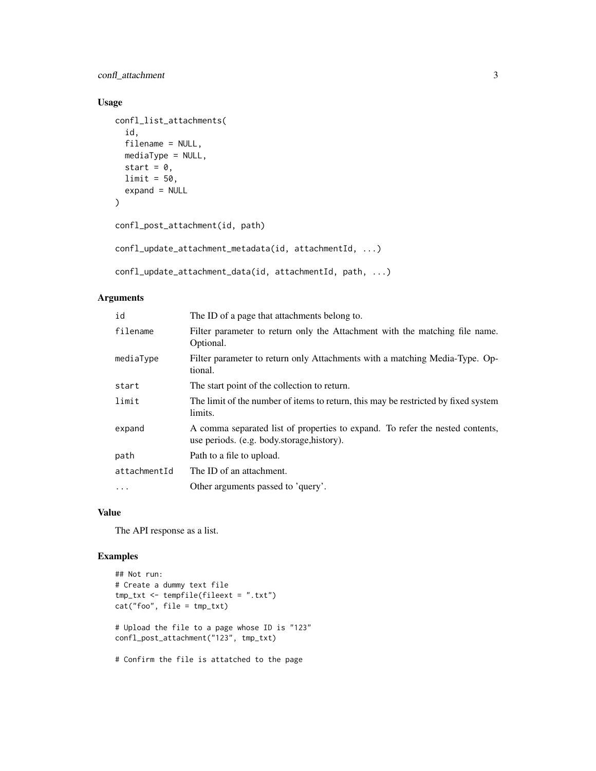## Usage

```
confl_list_attachments(
  id,
  filename = NULL,
  mediaType = NULL,
  start = 0,
  limit = 50,
  expand = NULL
)

confl_post_attachment(id, path)

confl_update_attachment_metadata(id, attachmentId, ...)

confl_update_attachment_data(id, attachmentId, path, ...)
```

## Arguments

| | |
|---|---|
| id | The ID of a page that attachments belong to. |
| filename | Filter parameter to return only the Attachment with the matching file name. Optional. |
| mediaType | Filter parameter to return only Attachments with a matching Media-Type. Optional. |
| start | The start point of the collection to return. |
| limit | The limit of the number of items to return, this may be restricted by fixed system limits. |
| expand | A comma separated list of properties to expand. To refer the nested contents, use periods. (e.g. body.storage,history). |
| path | Path to a file to upload. |
| attachmentId | The ID of an attachment. |
| ... | Other arguments passed to 'query'. |

## Value

The API response as a list.

## Examples

```
## Not run:
# Create a dummy text file
tmp_txt <- tempfile(fileext = ".txt")
cat("foo", file = tmp_txt)

# Upload the file to a page whose ID is "123"
confl_post_attachment("123", tmp_txt)

# Confirm the file is attatched to the page
```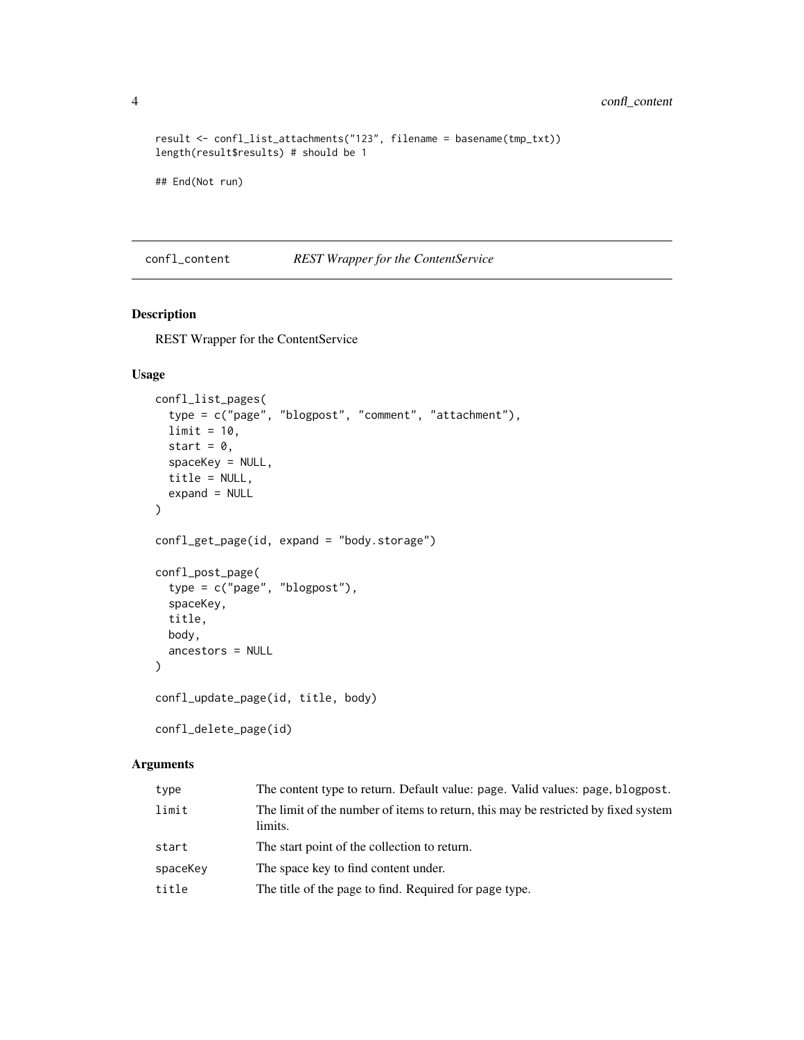```
result <- confl_list_attachments("123", filename = basename(tmp_txt))
length(result$results) # should be 1

## End(Not run)
```

## confl_content — *REST Wrapper for the ContentService*

### Description

REST Wrapper for the ContentService

### Usage

```
confl_list_pages(
  type = c("page", "blogpost", "comment", "attachment"),
  limit = 10,
  start = 0,
  spaceKey = NULL,
  title = NULL,
  expand = NULL
)

confl_get_page(id, expand = "body.storage")

confl_post_page(
  type = c("page", "blogpost"),
  spaceKey,
  title,
  body,
  ancestors = NULL
)

confl_update_page(id, title, body)

confl_delete_page(id)
```

### Arguments

| | |
|---|---|
| `type` | The content type to return. Default value: `page`. Valid values: `page`, `blogpost`. |
| `limit` | The limit of the number of items to return, this may be restricted by fixed system limits. |
| `start` | The start point of the collection to return. |
| `spaceKey` | The space key to find content under. |
| `title` | The title of the page to find. Required for `page` type. |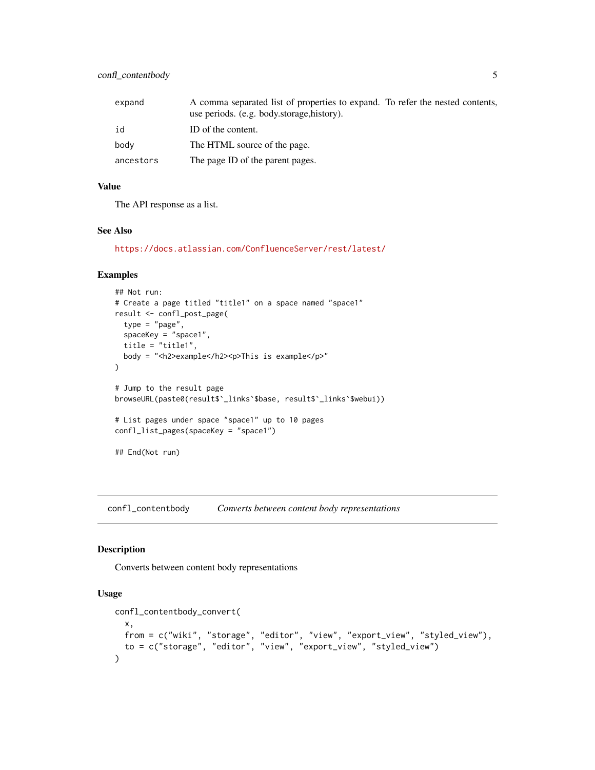| | |
|---|---|
| expand | A comma separated list of properties to expand. To refer the nested contents, use periods. (e.g. body.storage,history). |
| id | ID of the content. |
| body | The HTML source of the page. |
| ancestors | The page ID of the parent pages. |

### Value

The API response as a list.

### See Also

https://docs.atlassian.com/ConfluenceServer/rest/latest/

### Examples

```
## Not run:
# Create a page titled "title1" on a space named "space1"
result <- confl_post_page(
  type = "page",
  spaceKey = "space1",
  title = "title1",
  body = "<h2>example</h2><p>This is example</p>"
)

# Jump to the result page
browseURL(paste0(result$`_links`$base, result$`_links`$webui))

# List pages under space "space1" up to 10 pages
confl_list_pages(spaceKey = "space1")

## End(Not run)
```

## confl_contentbody — *Converts between content body representations*

### Description

Converts between content body representations

### Usage

```
confl_contentbody_convert(
  x,
  from = c("wiki", "storage", "editor", "view", "export_view", "styled_view"),
  to = c("storage", "editor", "view", "export_view", "styled_view")
)
```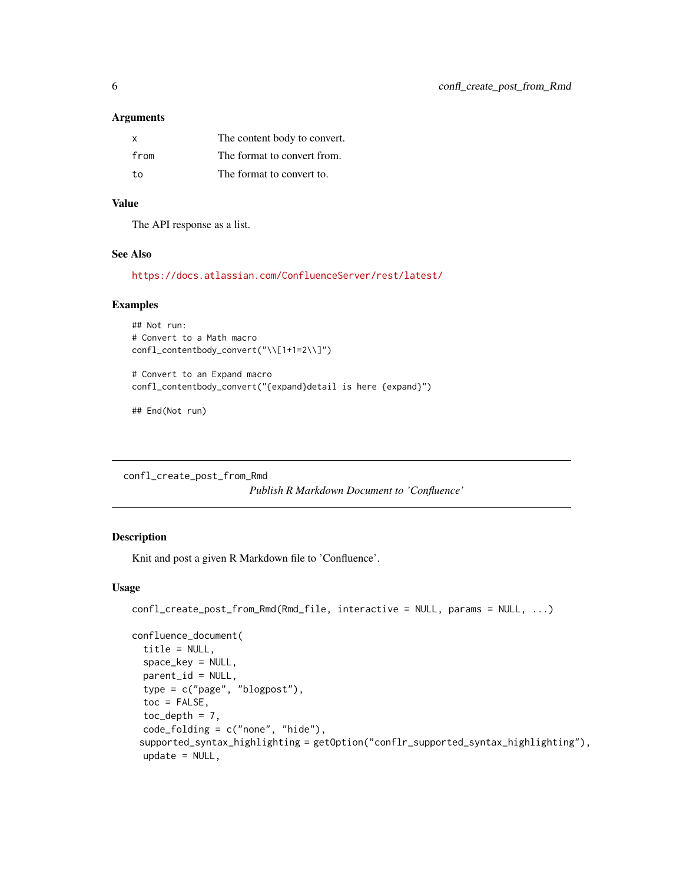### Arguments

| | |
|---|---|
| x | The content body to convert. |
| from | The format to convert from. |
| to | The format to convert to. |

### Value

The API response as a list.

### See Also

https://docs.atlassian.com/ConfluenceServer/rest/latest/

### Examples

```
## Not run:
# Convert to a Math macro
confl_contentbody_convert("\\[1+1=2\\]")

# Convert to an Expand macro
confl_contentbody_convert("{expand}detail is here {expand}")

## End(Not run)
```

---

## confl_create_post_from_Rmd

*Publish R Markdown Document to 'Confluence'*

---

### Description

Knit and post a given R Markdown file to 'Confluence'.

### Usage

```
confl_create_post_from_Rmd(Rmd_file, interactive = NULL, params = NULL, ...)

confluence_document(
  title = NULL,
  space_key = NULL,
  parent_id = NULL,
  type = c("page", "blogpost"),
  toc = FALSE,
  toc_depth = 7,
  code_folding = c("none", "hide"),
 supported_syntax_highlighting = getOption("conflr_supported_syntax_highlighting"),
  update = NULL,
```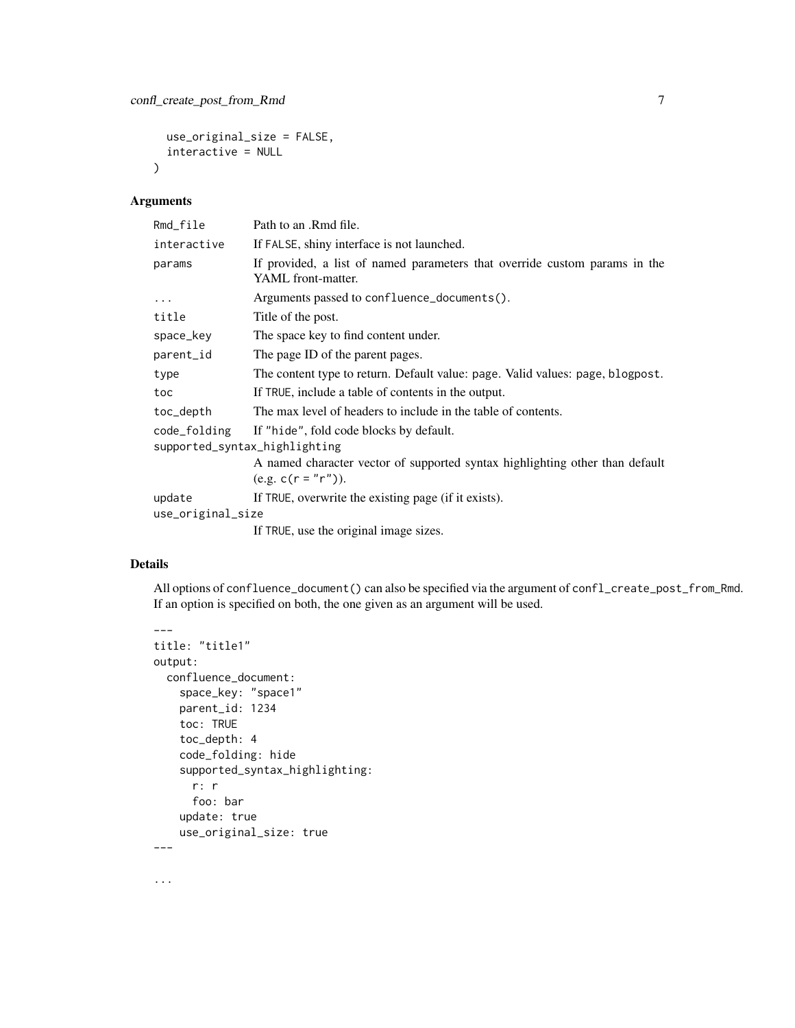```
  use_original_size = FALSE,
  interactive = NULL
)
```

### Arguments

| | |
|---|---|
| Rmd_file | Path to an .Rmd file. |
| interactive | If FALSE, shiny interface is not launched. |
| params | If provided, a list of named parameters that override custom params in the YAML front-matter. |
| ... | Arguments passed to confluence_documents(). |
| title | Title of the post. |
| space_key | The space key to find content under. |
| parent_id | The page ID of the parent pages. |
| type | The content type to return. Default value: page. Valid values: page, blogpost. |
| toc | If TRUE, include a table of contents in the output. |
| toc_depth | The max level of headers to include in the table of contents. |
| code_folding | If "hide", fold code blocks by default. |
| supported_syntax_highlighting | A named character vector of supported syntax highlighting other than default (e.g. c(r = "r")). |
| update | If TRUE, overwrite the existing page (if it exists). |
| use_original_size | If TRUE, use the original image sizes. |

### Details

All options of confluence_document() can also be specified via the argument of confl_create_post_from_Rmd. If an option is specified on both, the one given as an argument will be used.

```
---
title: "title1"
output:
  confluence_document:
    space_key: "space1"
    parent_id: 1234
    toc: TRUE
    toc_depth: 4
    code_folding: hide
    supported_syntax_highlighting:
      r: r
      foo: bar
    update: true
    use_original_size: true
---

...
```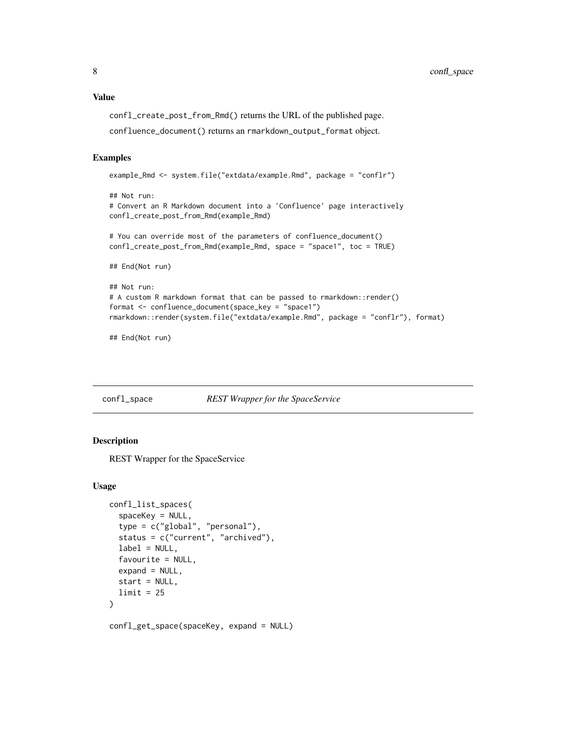### Value

`confl_create_post_from_Rmd()` returns the URL of the published page.

`confluence_document()` returns an `rmarkdown_output_format` object.

### Examples

```
example_Rmd <- system.file("extdata/example.Rmd", package = "conflr")

## Not run:
# Convert an R Markdown document into a 'Confluence' page interactively
confl_create_post_from_Rmd(example_Rmd)

# You can override most of the parameters of confluence_document()
confl_create_post_from_Rmd(example_Rmd, space = "space1", toc = TRUE)

## End(Not run)

## Not run:
# A custom R markdown format that can be passed to rmarkdown::render()
format <- confluence_document(space_key = "space1")
rmarkdown::render(system.file("extdata/example.Rmd", package = "conflr"), format)

## End(Not run)
```

---

## confl_space — *REST Wrapper for the SpaceService*

---

### Description

REST Wrapper for the SpaceService

### Usage

```
confl_list_spaces(
  spaceKey = NULL,
  type = c("global", "personal"),
  status = c("current", "archived"),
  label = NULL,
  favourite = NULL,
  expand = NULL,
  start = NULL,
  limit = 25
)

confl_get_space(spaceKey, expand = NULL)
```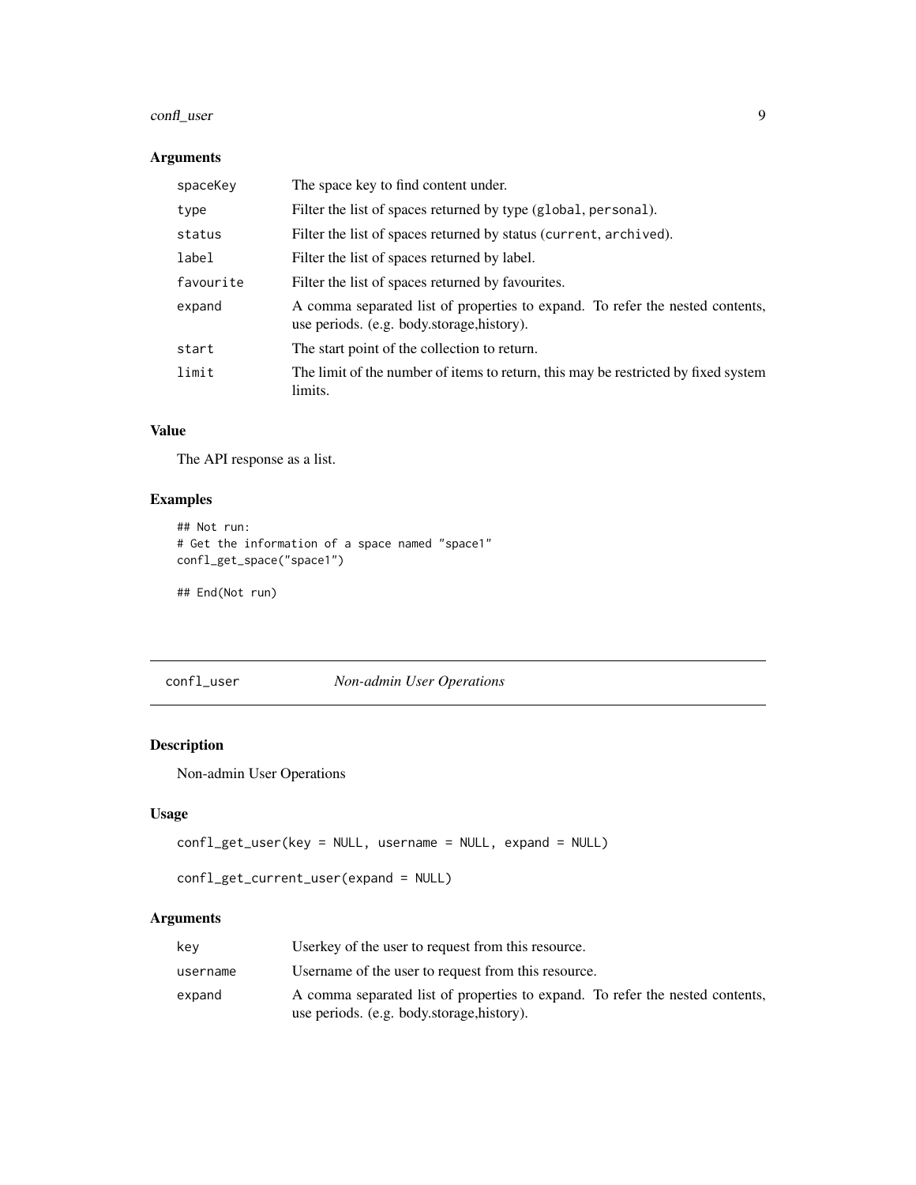## Arguments

| | |
|---|---|
| `spaceKey` | The space key to find content under. |
| `type` | Filter the list of spaces returned by type (`global`, `personal`). |
| `status` | Filter the list of spaces returned by status (`current`, `archived`). |
| `label` | Filter the list of spaces returned by label. |
| `favourite` | Filter the list of spaces returned by favourites. |
| `expand` | A comma separated list of properties to expand. To refer the nested contents, use periods. (e.g. body.storage,history). |
| `start` | The start point of the collection to return. |
| `limit` | The limit of the number of items to return, this may be restricted by fixed system limits. |

## Value

The API response as a list.

## Examples

```
## Not run:
# Get the information of a space named "space1"
confl_get_space("space1")

## End(Not run)
```

---

# confl_user    *Non-admin User Operations*

---

## Description

Non-admin User Operations

## Usage

```
confl_get_user(key = NULL, username = NULL, expand = NULL)

confl_get_current_user(expand = NULL)
```

## Arguments

| | |
|---|---|
| `key` | Userkey of the user to request from this resource. |
| `username` | Username of the user to request from this resource. |
| `expand` | A comma separated list of properties to expand. To refer the nested contents, use periods. (e.g. body.storage,history). |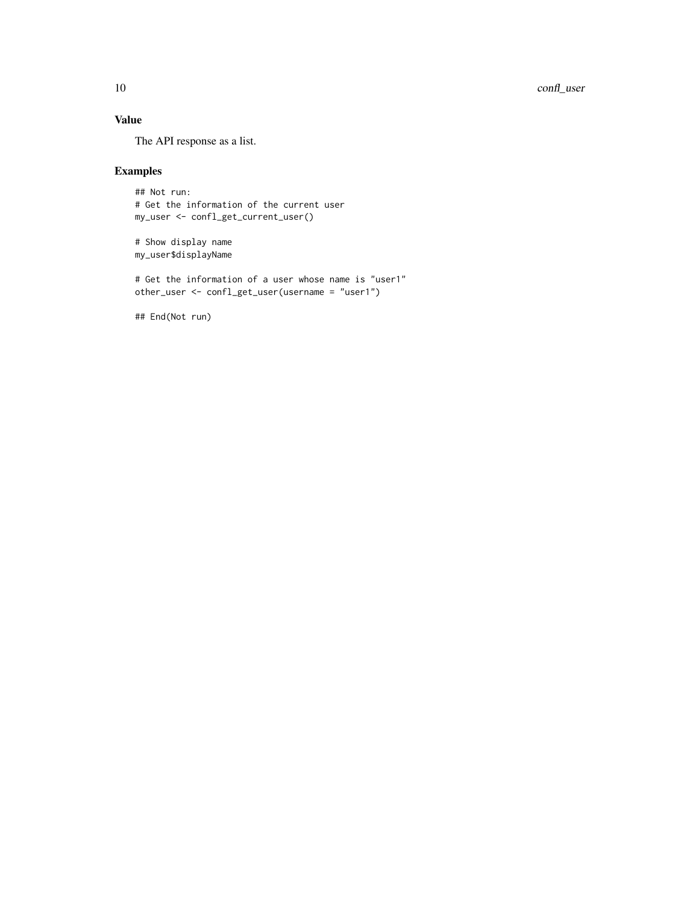### Value

The API response as a list.

### Examples

```
## Not run:
# Get the information of the current user
my_user <- confl_get_current_user()

# Show display name
my_user$displayName

# Get the information of a user whose name is "user1"
other_user <- confl_get_user(username = "user1")

## End(Not run)
```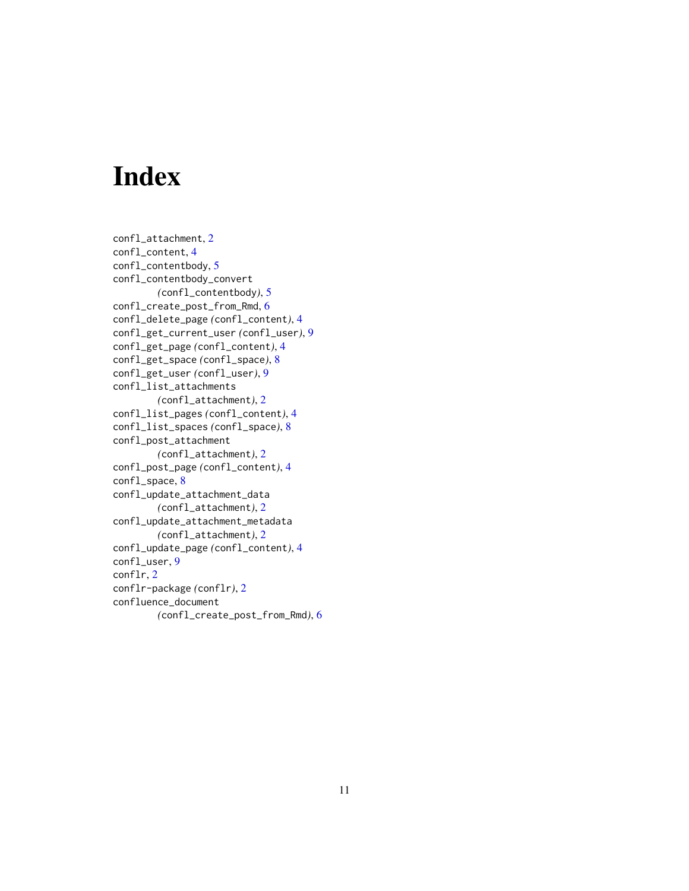# Index

confl_attachment, 2
confl_content, 4
confl_contentbody, 5
confl_contentbody_convert
    (confl_contentbody), 5
confl_create_post_from_Rmd, 6
confl_delete_page (confl_content), 4
confl_get_current_user (confl_user), 9
confl_get_page (confl_content), 4
confl_get_space (confl_space), 8
confl_get_user (confl_user), 9
confl_list_attachments
    (confl_attachment), 2
confl_list_pages (confl_content), 4
confl_list_spaces (confl_space), 8
confl_post_attachment
    (confl_attachment), 2
confl_post_page (confl_content), 4
confl_space, 8
confl_update_attachment_data
    (confl_attachment), 2
confl_update_attachment_metadata
    (confl_attachment), 2
confl_update_page (confl_content), 4
confl_user, 9
conflr, 2
conflr-package (conflr), 2
confluence_document
    (confl_create_post_from_Rmd), 6